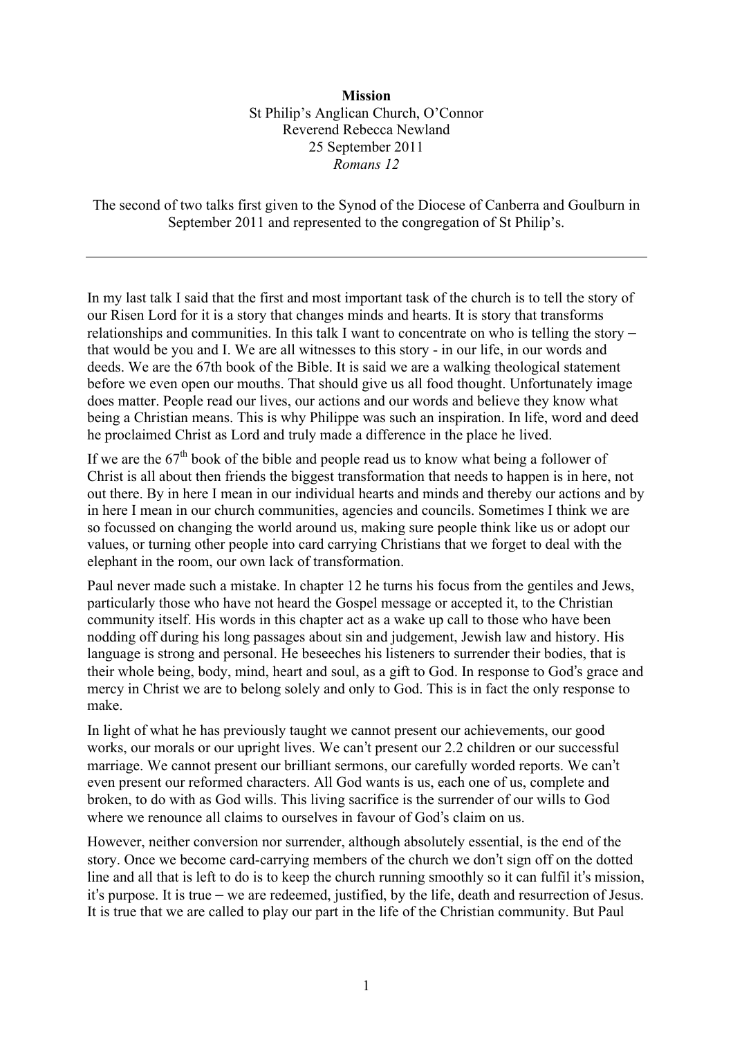**Mission**

St Philip's Anglican Church, O'Connor
Reverend Rebecca Newland
25 September 2011
*Romans 12*

The second of two talks first given to the Synod of the Diocese of Canberra and Goulburn in September 2011 and represented to the congregation of St Philip's.

---

In my last talk I said that the first and most important task of the church is to tell the story of our Risen Lord for it is a story that changes minds and hearts. It is story that transforms relationships and communities. In this talk I want to concentrate on who is telling the story – that would be you and I. We are all witnesses to this story - in our life, in our words and deeds. We are the 67th book of the Bible. It is said we are a walking theological statement before we even open our mouths. That should give us all food thought. Unfortunately image does matter. People read our lives, our actions and our words and believe they know what being a Christian means. This is why Philippe was such an inspiration. In life, word and deed he proclaimed Christ as Lord and truly made a difference in the place he lived.

If we are the 67th book of the bible and people read us to know what being a follower of Christ is all about then friends the biggest transformation that needs to happen is in here, not out there. By in here I mean in our individual hearts and minds and thereby our actions and by in here I mean in our church communities, agencies and councils. Sometimes I think we are so focussed on changing the world around us, making sure people think like us or adopt our values, or turning other people into card carrying Christians that we forget to deal with the elephant in the room, our own lack of transformation.

Paul never made such a mistake. In chapter 12 he turns his focus from the gentiles and Jews, particularly those who have not heard the Gospel message or accepted it, to the Christian community itself. His words in this chapter act as a wake up call to those who have been nodding off during his long passages about sin and judgement, Jewish law and history. His language is strong and personal. He beseeches his listeners to surrender their bodies, that is their whole being, body, mind, heart and soul, as a gift to God. In response to God's grace and mercy in Christ we are to belong solely and only to God. This is in fact the only response to make.

In light of what he has previously taught we cannot present our achievements, our good works, our morals or our upright lives. We can't present our 2.2 children or our successful marriage. We cannot present our brilliant sermons, our carefully worded reports. We can't even present our reformed characters. All God wants is us, each one of us, complete and broken, to do with as God wills. This living sacrifice is the surrender of our wills to God where we renounce all claims to ourselves in favour of God's claim on us.

However, neither conversion nor surrender, although absolutely essential, is the end of the story. Once we become card-carrying members of the church we don't sign off on the dotted line and all that is left to do is to keep the church running smoothly so it can fulfil it's mission, it's purpose. It is true – we are redeemed, justified, by the life, death and resurrection of Jesus. It is true that we are called to play our part in the life of the Christian community. But Paul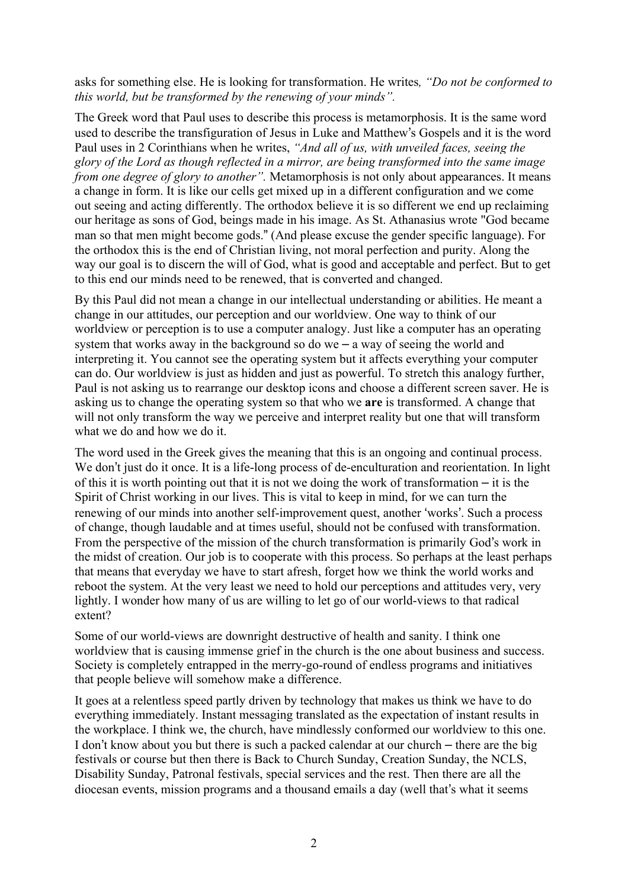asks for something else. He is looking for transformation. He writes*, "Do not be conformed to this world, but be transformed by the renewing of your minds".*

The Greek word that Paul uses to describe this process is metamorphosis. It is the same word used to describe the transfiguration of Jesus in Luke and Matthew's Gospels and it is the word Paul uses in 2 Corinthians when he writes, *"And all of us, with unveiled faces, seeing the glory of the Lord as though reflected in a mirror, are being transformed into the same image from one degree of glory to another".* Metamorphosis is not only about appearances. It means a change in form. It is like our cells get mixed up in a different configuration and we come out seeing and acting differently. The orthodox believe it is so different we end up reclaiming our heritage as sons of God, beings made in his image. As St. Athanasius wrote "God became man so that men might become gods." (And please excuse the gender specific language). For the orthodox this is the end of Christian living, not moral perfection and purity. Along the way our goal is to discern the will of God, what is good and acceptable and perfect. But to get to this end our minds need to be renewed, that is converted and changed.

By this Paul did not mean a change in our intellectual understanding or abilities. He meant a change in our attitudes, our perception and our worldview. One way to think of our worldview or perception is to use a computer analogy. Just like a computer has an operating system that works away in the background so do we – a way of seeing the world and interpreting it. You cannot see the operating system but it affects everything your computer can do. Our worldview is just as hidden and just as powerful. To stretch this analogy further, Paul is not asking us to rearrange our desktop icons and choose a different screen saver. He is asking us to change the operating system so that who we **are** is transformed. A change that will not only transform the way we perceive and interpret reality but one that will transform what we do and how we do it.

The word used in the Greek gives the meaning that this is an ongoing and continual process. We don't just do it once. It is a life-long process of de-enculturation and reorientation. In light of this it is worth pointing out that it is not we doing the work of transformation – it is the Spirit of Christ working in our lives. This is vital to keep in mind, for we can turn the renewing of our minds into another self-improvement quest, another 'works'. Such a process of change, though laudable and at times useful, should not be confused with transformation. From the perspective of the mission of the church transformation is primarily God's work in the midst of creation. Our job is to cooperate with this process. So perhaps at the least perhaps that means that everyday we have to start afresh, forget how we think the world works and reboot the system. At the very least we need to hold our perceptions and attitudes very, very lightly. I wonder how many of us are willing to let go of our world-views to that radical extent?

Some of our world-views are downright destructive of health and sanity. I think one worldview that is causing immense grief in the church is the one about business and success. Society is completely entrapped in the merry-go-round of endless programs and initiatives that people believe will somehow make a difference.

It goes at a relentless speed partly driven by technology that makes us think we have to do everything immediately. Instant messaging translated as the expectation of instant results in the workplace. I think we, the church, have mindlessly conformed our worldview to this one. I don't know about you but there is such a packed calendar at our church – there are the big festivals or course but then there is Back to Church Sunday, Creation Sunday, the NCLS, Disability Sunday, Patronal festivals, special services and the rest. Then there are all the diocesan events, mission programs and a thousand emails a day (well that's what it seems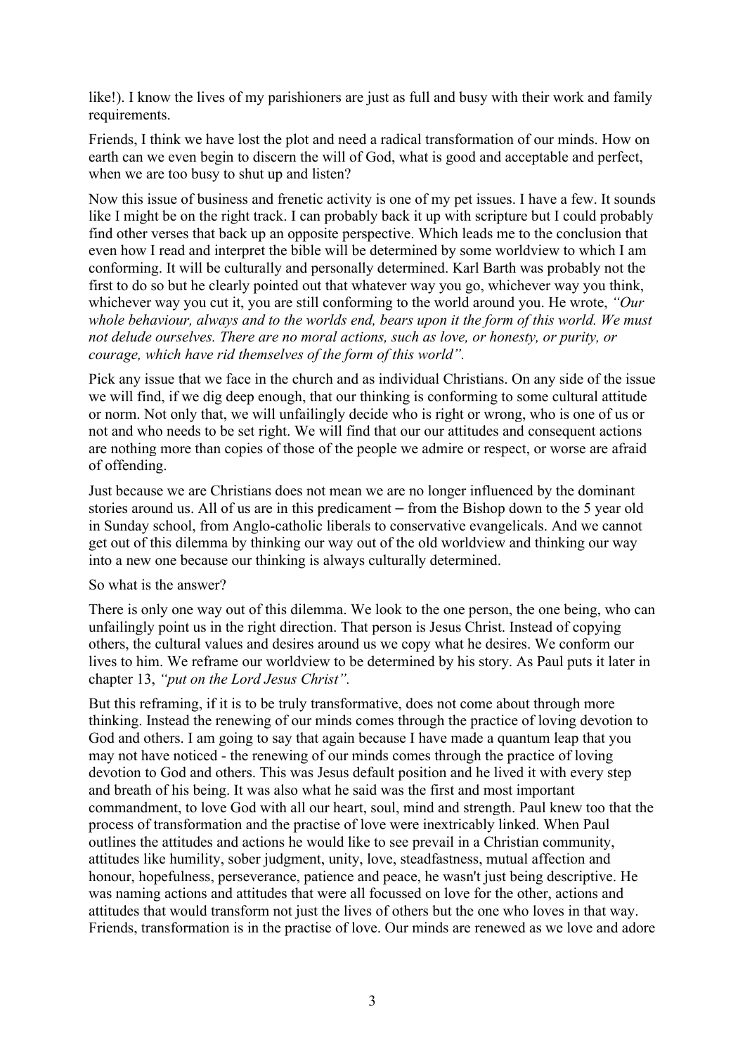like!). I know the lives of my parishioners are just as full and busy with their work and family requirements.

Friends, I think we have lost the plot and need a radical transformation of our minds. How on earth can we even begin to discern the will of God, what is good and acceptable and perfect, when we are too busy to shut up and listen?

Now this issue of business and frenetic activity is one of my pet issues. I have a few. It sounds like I might be on the right track. I can probably back it up with scripture but I could probably find other verses that back up an opposite perspective. Which leads me to the conclusion that even how I read and interpret the bible will be determined by some worldview to which I am conforming. It will be culturally and personally determined. Karl Barth was probably not the first to do so but he clearly pointed out that whatever way you go, whichever way you think, whichever way you cut it, you are still conforming to the world around you. He wrote, *"Our whole behaviour, always and to the worlds end, bears upon it the form of this world. We must not delude ourselves. There are no moral actions, such as love, or honesty, or purity, or courage, which have rid themselves of the form of this world".*

Pick any issue that we face in the church and as individual Christians. On any side of the issue we will find, if we dig deep enough, that our thinking is conforming to some cultural attitude or norm. Not only that, we will unfailingly decide who is right or wrong, who is one of us or not and who needs to be set right. We will find that our our attitudes and consequent actions are nothing more than copies of those of the people we admire or respect, or worse are afraid of offending.

Just because we are Christians does not mean we are no longer influenced by the dominant stories around us. All of us are in this predicament – from the Bishop down to the 5 year old in Sunday school, from Anglo-catholic liberals to conservative evangelicals. And we cannot get out of this dilemma by thinking our way out of the old worldview and thinking our way into a new one because our thinking is always culturally determined.

So what is the answer?

There is only one way out of this dilemma. We look to the one person, the one being, who can unfailingly point us in the right direction. That person is Jesus Christ. Instead of copying others, the cultural values and desires around us we copy what he desires. We conform our lives to him. We reframe our worldview to be determined by his story. As Paul puts it later in chapter 13, *"put on the Lord Jesus Christ".*

But this reframing, if it is to be truly transformative, does not come about through more thinking. Instead the renewing of our minds comes through the practice of loving devotion to God and others. I am going to say that again because I have made a quantum leap that you may not have noticed - the renewing of our minds comes through the practice of loving devotion to God and others. This was Jesus default position and he lived it with every step and breath of his being. It was also what he said was the first and most important commandment, to love God with all our heart, soul, mind and strength. Paul knew too that the process of transformation and the practise of love were inextricably linked. When Paul outlines the attitudes and actions he would like to see prevail in a Christian community, attitudes like humility, sober judgment, unity, love, steadfastness, mutual affection and honour, hopefulness, perseverance, patience and peace, he wasn't just being descriptive. He was naming actions and attitudes that were all focussed on love for the other, actions and attitudes that would transform not just the lives of others but the one who loves in that way. Friends, transformation is in the practise of love. Our minds are renewed as we love and adore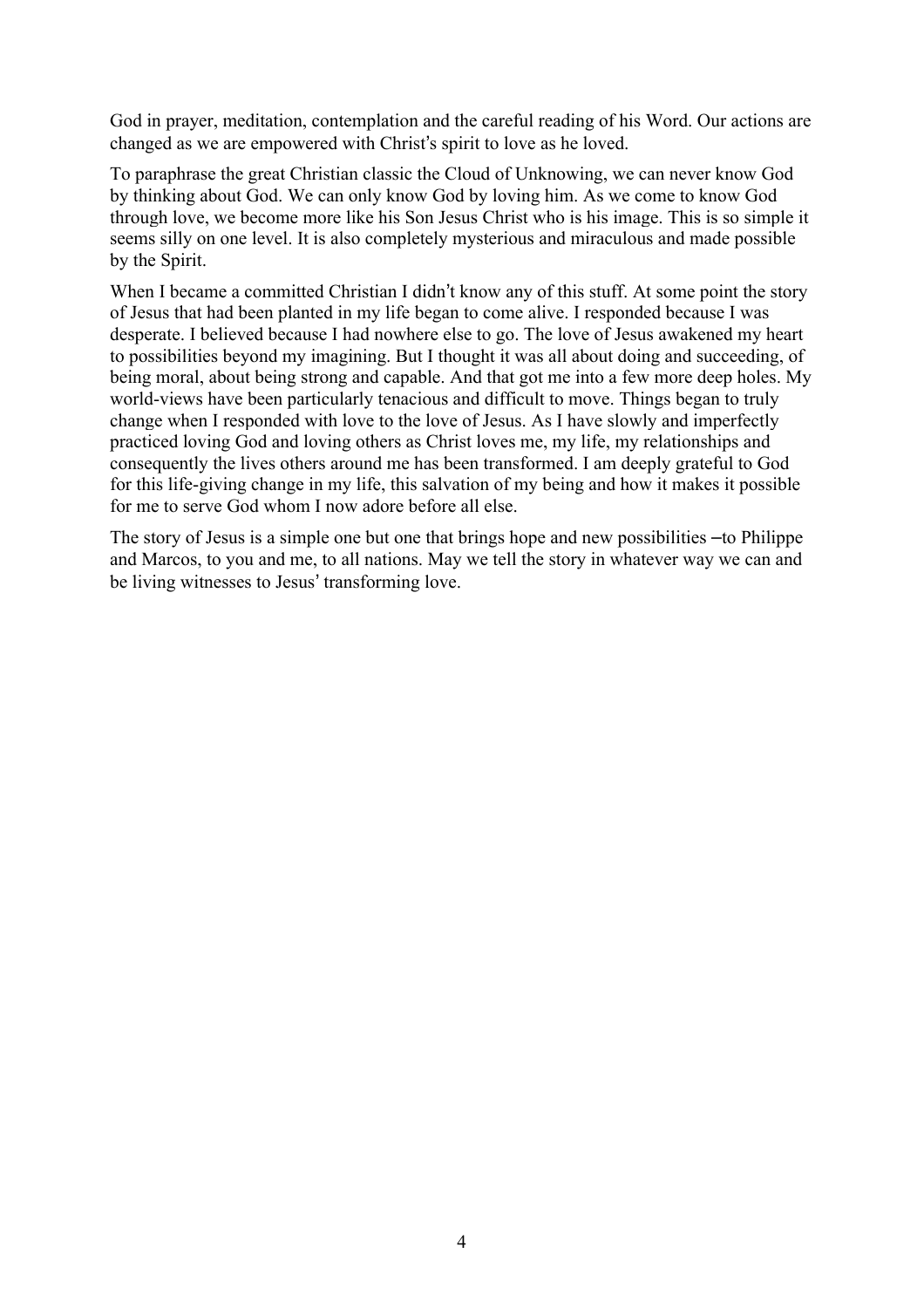God in prayer, meditation, contemplation and the careful reading of his Word. Our actions are changed as we are empowered with Christ's spirit to love as he loved.

To paraphrase the great Christian classic the Cloud of Unknowing, we can never know God by thinking about God. We can only know God by loving him. As we come to know God through love, we become more like his Son Jesus Christ who is his image. This is so simple it seems silly on one level. It is also completely mysterious and miraculous and made possible by the Spirit.

When I became a committed Christian I didn't know any of this stuff. At some point the story of Jesus that had been planted in my life began to come alive. I responded because I was desperate. I believed because I had nowhere else to go. The love of Jesus awakened my heart to possibilities beyond my imagining. But I thought it was all about doing and succeeding, of being moral, about being strong and capable. And that got me into a few more deep holes. My world-views have been particularly tenacious and difficult to move. Things began to truly change when I responded with love to the love of Jesus. As I have slowly and imperfectly practiced loving God and loving others as Christ loves me, my life, my relationships and consequently the lives others around me has been transformed. I am deeply grateful to God for this life-giving change in my life, this salvation of my being and how it makes it possible for me to serve God whom I now adore before all else.

The story of Jesus is a simple one but one that brings hope and new possibilities –to Philippe and Marcos, to you and me, to all nations. May we tell the story in whatever way we can and be living witnesses to Jesus' transforming love.